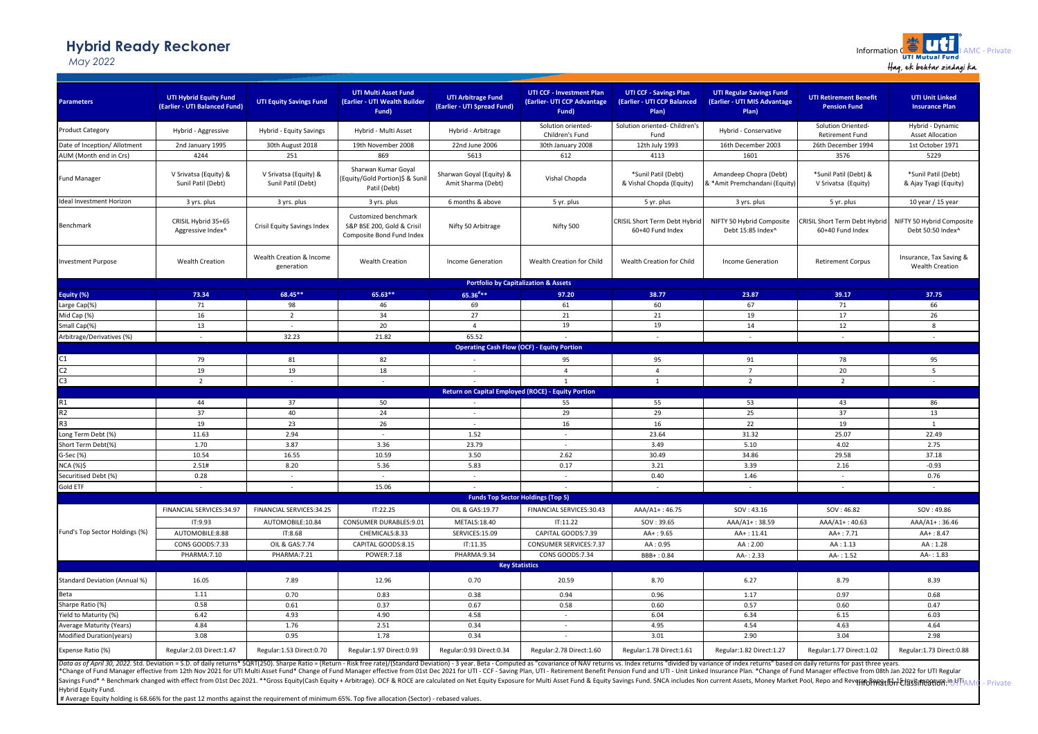# Hybrid Ready Reckoner

*May 2022*

| Parameters | UTI Hybrid Equity Fund (Earlier - UTI Balanced Fund) | UTI Equity Savings Fund | UTI Multi Asset Fund (Earlier - UTI Wealth Builder Fund) | UTI Arbitrage Fund (Earlier - UTI Spread Fund) | UTI CCF - Investment Plan (Earlier- UTI CCP Advantage Fund) | UTI CCF - Savings Plan (Earlier - UTI CCP Balanced Plan) | UTI Regular Savings Fund (Earlier - UTI MIS Advantage Plan) | UTI Retirement Benefit Pension Fund | UTI Unit Linked Insurance Plan |
|---|---|---|---|---|---|---|---|---|---|
| Product Category | Hybrid - Aggressive | Hybrid - Equity Savings | Hybrid - Multi Asset | Hybrid - Arbitrage | Solution oriented- Children's Fund | Solution oriented- Children's Fund | Hybrid - Conservative | Solution Oriented- Retirement Fund | Hybrid - Dynamic Asset Allocation |
| Date of Inception/ Allotment | 2nd January 1995 | 30th August 2018 | 19th November 2008 | 22nd June 2006 | 30th January 2008 | 12th July 1993 | 16th December 2003 | 26th December 1994 | 1st October 1971 |
| AUM (Month end in Crs) | 4244 | 251 | 869 | 5613 | 612 | 4113 | 1601 | 3576 | 5229 |
| Fund Manager | V Srivatsa (Equity) & Sunil Patil (Debt) | V Srivatsa (Equity) & Sunil Patil (Debt) | Sharwan Kumar Goyal (Equity/Gold Portion)$ & Sunil Patil (Debt) | Sharwan Goyal (Equity) & Amit Sharma (Debt) | Vishal Chopda | *Sunil Patil (Debt) & Vishal Chopda (Equity) | Amandeep Chopra (Debt) & *Amit Premchandani (Equity) | *Sunil Patil (Debt) & V Srivatsa (Equity) | *Sunil Patil (Debt) & Ajay Tyagi (Equity) |
| Ideal Investment Horizon | 3 yrs. plus | 3 yrs. plus | 3 yrs. plus | 6 months & above | 5 yr. plus | 5 yr. plus | 3 yrs. plus | 5 yr. plus | 10 year / 15 year |
| Benchmark | CRISIL Hybrid 35+65 Aggressive Index^ | Crisil Equity Savings Index | Customized benchmark S&P BSE 200, Gold & Crisil Composite Bond Fund Index | Nifty 50 Arbitrage | Nifty 500 | CRISIL Short Term Debt Hybrid 60+40 Fund Index | NIFTY 50 Hybrid Composite Debt 15:85 Index^ | CRISIL Short Term Debt Hybrid 60+40 Fund Index | NIFTY 50 Hybrid Composite Debt 50:50 Index^ |
| Investment Purpose | Wealth Creation | Wealth Creation & Income generation | Wealth Creation | Income Generation | Wealth Creation for Child | Wealth Creation for Child | Income Generation | Retirement Corpus | Insurance, Tax Saving & Wealth Creation |
| **Portfolio by Capitalization & Assets** | | | | | | | | | |
| **Equity (%)** | **73.34** | **68.45**** | **65.63**** | **65.36#**** | **97.20** | **38.77** | **23.87** | **39.17** | **37.75** |
| Large Cap(%) | 71 | 98 | 46 | 69 | 61 | 60 | 67 | 71 | 66 |
| Mid Cap (%) | 16 | 2 | 34 | 27 | 21 | 21 | 19 | 17 | 26 |
| Small Cap(%) | 13 | - | 20 | 4 | 19 | 19 | 14 | 12 | 8 |
| Arbitrage/Derivatives (%) | - | 32.23 | 21.82 | 65.52 | - | - | - | - | - |
| **Operating Cash Flow (OCF) - Equity Portion** | | | | | | | | | |
| C1 | 79 | 81 | 82 | - | 95 | 95 | 91 | 78 | 95 |
| C2 | 19 | 19 | 18 | - | 4 | 4 | 7 | 20 | 5 |
| C3 | 2 | - | - | - | 1 | 1 | 2 | 2 | - |
| **Return on Capital Employed (ROCE) - Equity Portion** | | | | | | | | | |
| R1 | 44 | 37 | 50 | - | 55 | 55 | 53 | 43 | 86 |
| R2 | 37 | 40 | 24 | - | 29 | 29 | 25 | 37 | 13 |
| R3 | 19 | 23 | 26 | - | 16 | 16 | 22 | 19 | 1 |
| Long Term Debt (%) | 11.63 | 2.94 | - | 1.52 | - | 23.64 | 31.32 | 25.07 | 22.49 |
| Short Term Debt(%) | 1.70 | 3.87 | 3.36 | 23.79 | - | 3.49 | 5.10 | 4.02 | 2.75 |
| G-Sec (%) | 10.54 | 16.55 | 10.59 | 3.50 | 2.62 | 30.49 | 34.86 | 29.58 | 37.18 |
| NCA (%)$ | 2.51# | 8.20 | 5.36 | 5.83 | 0.17 | 3.21 | 3.39 | 2.16 | -0.93 |
| Securitised Debt (%) | 0.28 | - | - | - | - | 0.40 | 1.46 | - | 0.76 |
| Gold ETF | - | - | 15.06 | - | - | - | - | - | - |
| **Funds Top Sector Holdings (Top 5)** | | | | | | | | | |
| Fund's Top Sector Holdings (%) | FINANCIAL SERVICES:34.97 | FINANCIAL SERVICES:34.25 | IT:22.25 | OIL & GAS:19.77 | FINANCIAL SERVICES:30.43 | AAA/A1+ : 46.75 | SOV : 43.16 | SOV : 46.82 | SOV : 49.86 |
| | IT:9.93 | AUTOMOBILE:10.84 | CONSUMER DURABLES:9.01 | METALS:18.40 | IT:11.22 | SOV : 39.65 | AAA/A1+ : 38.59 | AAA/A1+ : 40.63 | AAA/A1+ : 36.46 |
| | AUTOMOBILE:8.88 | IT:8.68 | CHEMICALS:8.33 | SERVICES:15.09 | CAPITAL GOODS:7.39 | AA+ : 9.65 | AA+ : 11.41 | AA+ : 7.71 | AA+ : 8.47 |
| | CONS GOODS:7.33 | OIL & GAS:7.74 | CAPITAL GOODS:8.15 | IT:11.35 | CONSUMER SERVICES:7.37 | AA : 0.95 | AA : 2.00 | AA : 1.13 | AA : 1.28 |
| | PHARMA:7.10 | PHARMA:7.21 | POWER:7.18 | PHARMA:9.34 | CONS GOODS:7.34 | BBB+ : 0.84 | AA- : 2.33 | AA- : 1.52 | AA- : 1.83 |
| **Key Statistics** | | | | | | | | | |
| Standard Deviation (Annual %) | 16.05 | 7.89 | 12.96 | 0.70 | 20.59 | 8.70 | 6.27 | 8.79 | 8.39 |
| Beta | 1.11 | 0.70 | 0.83 | 0.38 | 0.94 | 0.96 | 1.17 | 0.97 | 0.68 |
| Sharpe Ratio (%) | 0.58 | 0.61 | 0.37 | 0.67 | 0.58 | 0.60 | 0.57 | 0.60 | 0.47 |
| Yield to Maturity (%) | 6.42 | 4.93 | 4.90 | 4.58 | - | 6.04 | 6.34 | 6.15 | 6.03 |
| Average Maturity (Years) | 4.84 | 1.76 | 2.51 | 0.34 | - | 4.95 | 4.54 | 4.63 | 4.64 |
| Modified Duration(years) | 3.08 | 0.95 | 1.78 | 0.34 | - | 3.01 | 2.90 | 3.04 | 2.98 |
| Expense Ratio (%) | Regular:2.03 Direct:1.47 | Regular:1.53 Direct:0.70 | Regular:1.97 Direct:0.93 | Regular:0.93 Direct:0.34 | Regular:2.78 Direct:1.60 | Regular:1.78 Direct:1.61 | Regular:1.82 Direct:1.27 | Regular:1.77 Direct:1.02 | Regular:1.73 Direct:0.88 |

*Data as of April 30, 2022.* Std. Deviation = S.D. of daily returns* SQRT(250). Sharpe Ratio = (Return - Risk free rate)/(Standard Deviation) - 3 year. Beta - Computed as "covariance of NAV returns vs. Index returns "divided by variance of index returns" based on daily returns for past three years.

*Change of Fund Manager effective from 12th Nov 2021 for UTI Multi Asset Fund* Change of Fund Manager effective from 01st Dec 2021 for UTI - CCF - Saving Plan, UTI - Retirement Benefit Pension Fund and UTI - Unit Linked Insurance Plan. *Change of Fund Manager effective from 08th Jan 2022 for UTI Regular Savings Fund* ^ Benchmark changed with effect from 01st Dec 2021. **Gross Equity(Cash Equity + Arbitrage). OCF & ROCE are calculated on Net Equity Exposure for Multi Asset Fund & Equity Savings Fund. $NCA includes Non current Assets, Money Market Pool, Repo and Reverse Repo. #1.1% equity exposure in UTI Hybrid Equity Fund.

# Average Equity holding is 68.66% for the past 12 months against the requirement of minimum 65%. Top five allocation (Sector) - rebased values.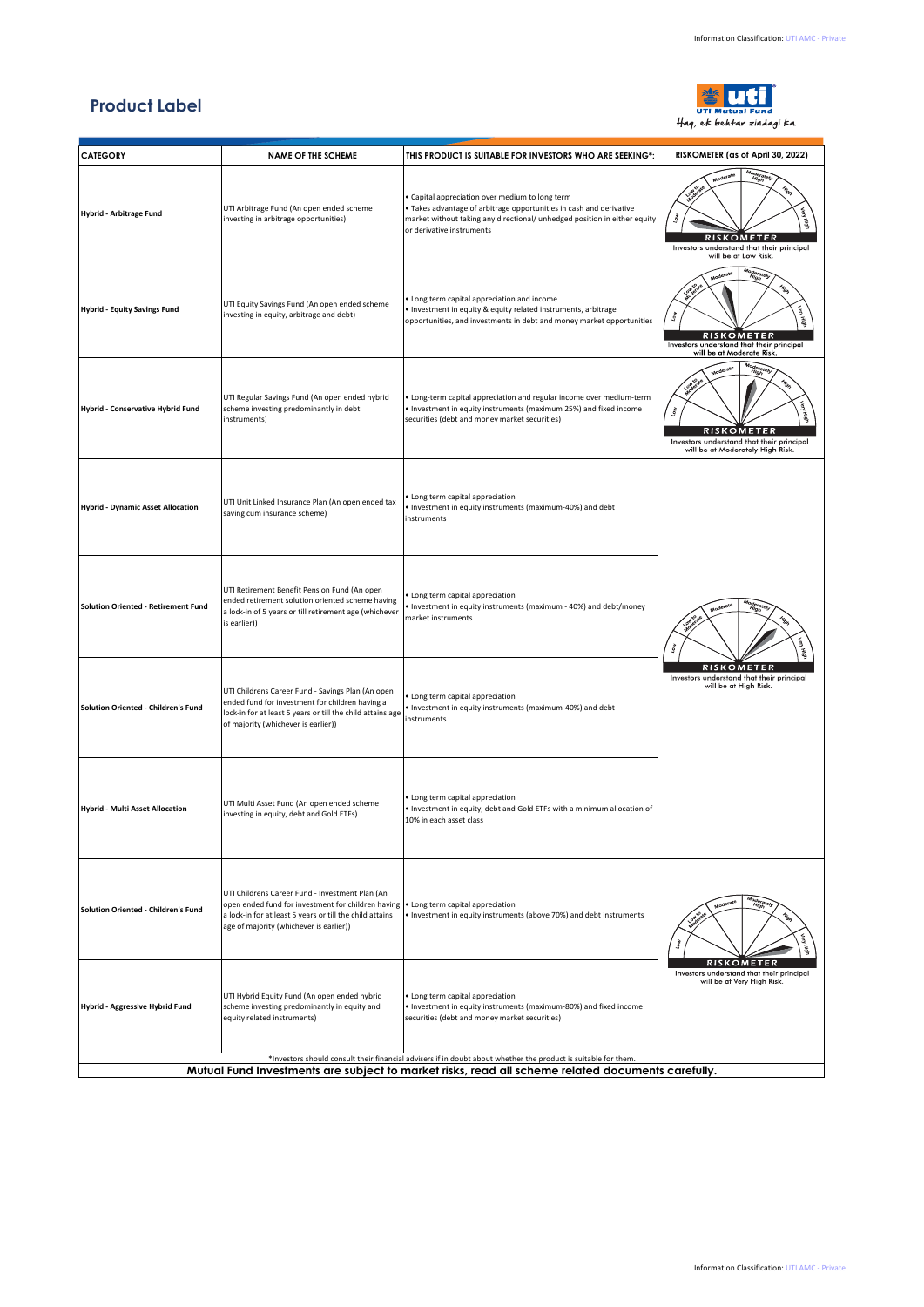# Product Label

| CATEGORY | NAME OF THE SCHEME | THIS PRODUCT IS SUITABLE FOR INVESTORS WHO ARE SEEKING*: | RISKOMETER (as of April 30, 2022) |
|---|---|---|---|
| Hybrid - Arbitrage Fund | UTI Arbitrage Fund (An open ended scheme investing in arbitrage opportunities) | • Capital appreciation over medium to long term<br>• Takes advantage of arbitrage opportunities in cash and derivative market without taking any directional/ unhedged position in either equity or derivative instruments | RISKOMETER<br>Investors understand that their principal will be at Low Risk. |
| Hybrid - Equity Savings Fund | UTI Equity Savings Fund (An open ended scheme investing in equity, arbitrage and debt) | • Long term capital appreciation and income<br>• Investment in equity & equity related instruments, arbitrage opportunities, and investments in debt and money market opportunities | RISKOMETER<br>Investors understand that their principal will be at Moderate Risk. |
| Hybrid - Conservative Hybrid Fund | UTI Regular Savings Fund (An open ended hybrid scheme investing predominantly in debt instruments) | • Long-term capital appreciation and regular income over medium-term<br>• Investment in equity instruments (maximum 25%) and fixed income securities (debt and money market securities) | RISKOMETER<br>Investors understand that their principal will be at Moderately High Risk. |
| Hybrid - Dynamic Asset Allocation | UTI Unit Linked Insurance Plan (An open ended tax saving cum insurance scheme) | • Long term capital appreciation<br>• Investment in equity instruments (maximum-40%) and debt instruments | RISKOMETER<br>Investors understand that their principal will be at High Risk. |
| Solution Oriented - Retirement Fund | UTI Retirement Benefit Pension Fund (An open ended retirement solution oriented scheme having a lock-in of 5 years or till retirement age (whichever is earlier)) | • Long term capital appreciation<br>• Investment in equity instruments (maximum - 40%) and debt/money market instruments | |
| Solution Oriented - Children's Fund | UTI Childrens Career Fund - Savings Plan (An open ended fund for investment for children having a lock-in for at least 5 years or till the child attains age of majority (whichever is earlier)) | • Long term capital appreciation<br>• Investment in equity instruments (maximum-40%) and debt instruments | |
| Hybrid - Multi Asset Allocation | UTI Multi Asset Fund (An open ended scheme investing in equity, debt and Gold ETFs) | • Long term capital appreciation<br>• Investment in equity, debt and Gold ETFs with a minimum allocation of 10% in each asset class | |
| Solution Oriented - Children's Fund | UTI Childrens Career Fund - Investment Plan (An open ended fund for investment for children having a lock-in for at least 5 years or till the child attains age of majority (whichever is earlier)) | • Long term capital appreciation<br>• Investment in equity instruments (above 70%) and debt instruments | RISKOMETER<br>Investors understand that their principal will be at Very High Risk. |
| Hybrid - Aggressive Hybrid Fund | UTI Hybrid Equity Fund (An open ended hybrid scheme investing predominantly in equity and equity related instruments) | • Long term capital appreciation<br>• Investment in equity instruments (maximum-80%) and fixed income securities (debt and money market securities) | |

*Investors should consult their financial advisers if in doubt about whether the product is suitable for them.

**Mutual Fund Investments are subject to market risks, read all scheme related documents carefully.**